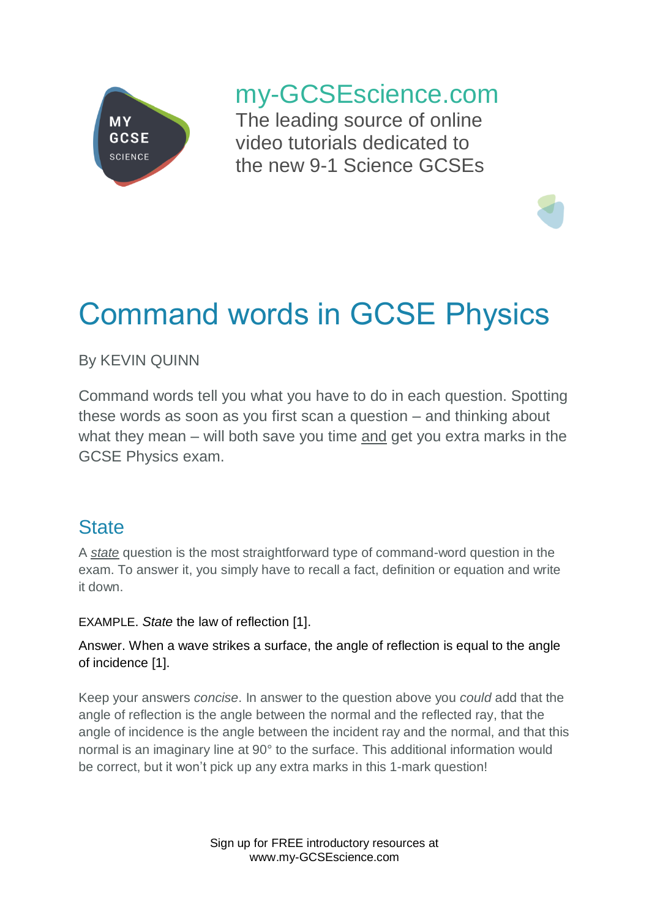my-GCSEscience.com

The leading source of online video tutorials dedicated to the new 9-1 Science GCSEs

# Command words in GCSE Physics

By KEVIN QUINN

Command words tell you what you have to do in each question. Spotting these words as soon as you first scan a question – and thinking about what they mean – will both save you time and get you extra marks in the GCSE Physics exam.

## State

A *state* question is the most straightforward type of command-word question in the exam. To answer it, you simply have to recall a fact, definition or equation and write it down.

EXAMPLE. *State* the law of reflection [1].

Answer. When a wave strikes a surface, the angle of reflection is equal to the angle of incidence [1].

Keep your answers *concise*. In answer to the question above you *could* add that the angle of reflection is the angle between the normal and the reflected ray, that the angle of incidence is the angle between the incident ray and the normal, and that this normal is an imaginary line at 90° to the surface. This additional information would be correct, but it won't pick up any extra marks in this 1-mark question!

Sign up for FREE introductory resources at www.my-GCSEscience.com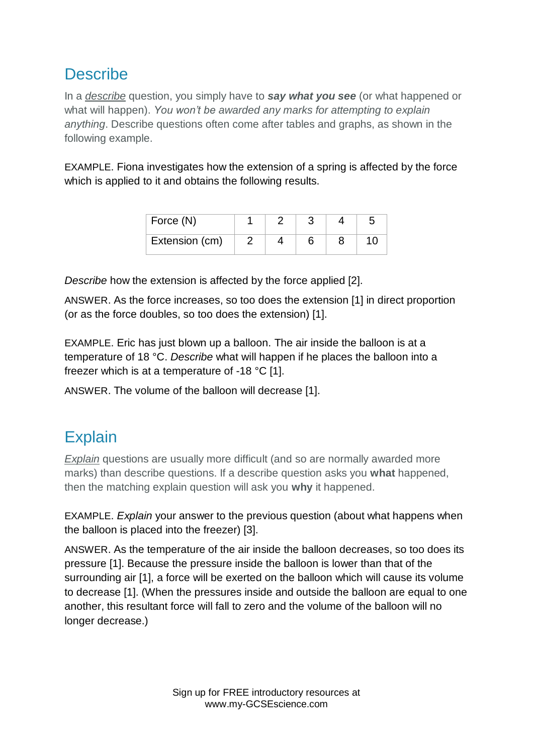## Describe

In a *describe* question, you simply have to ***say what you see*** (or what happened or what will happen). *You won't be awarded any marks for attempting to explain anything*. Describe questions often come after tables and graphs, as shown in the following example.

EXAMPLE. Fiona investigates how the extension of a spring is affected by the force which is applied to it and obtains the following results.

| Force (N) | 1 | 2 | 3 | 4 | 5 |
|---|---|---|---|---|---|
| Extension (cm) | 2 | 4 | 6 | 8 | 10 |

*Describe* how the extension is affected by the force applied [2].

ANSWER. As the force increases, so too does the extension [1] in direct proportion (or as the force doubles, so too does the extension) [1].

EXAMPLE. Eric has just blown up a balloon. The air inside the balloon is at a temperature of 18 °C. *Describe* what will happen if he places the balloon into a freezer which is at a temperature of -18 °C [1].

ANSWER. The volume of the balloon will decrease [1].

## Explain

*Explain* questions are usually more difficult (and so are normally awarded more marks) than describe questions. If a describe question asks you **what** happened, then the matching explain question will ask you **why** it happened.

EXAMPLE. *Explain* your answer to the previous question (about what happens when the balloon is placed into the freezer) [3].

ANSWER. As the temperature of the air inside the balloon decreases, so too does its pressure [1]. Because the pressure inside the balloon is lower than that of the surrounding air [1], a force will be exerted on the balloon which will cause its volume to decrease [1]. (When the pressures inside and outside the balloon are equal to one another, this resultant force will fall to zero and the volume of the balloon will no longer decrease.)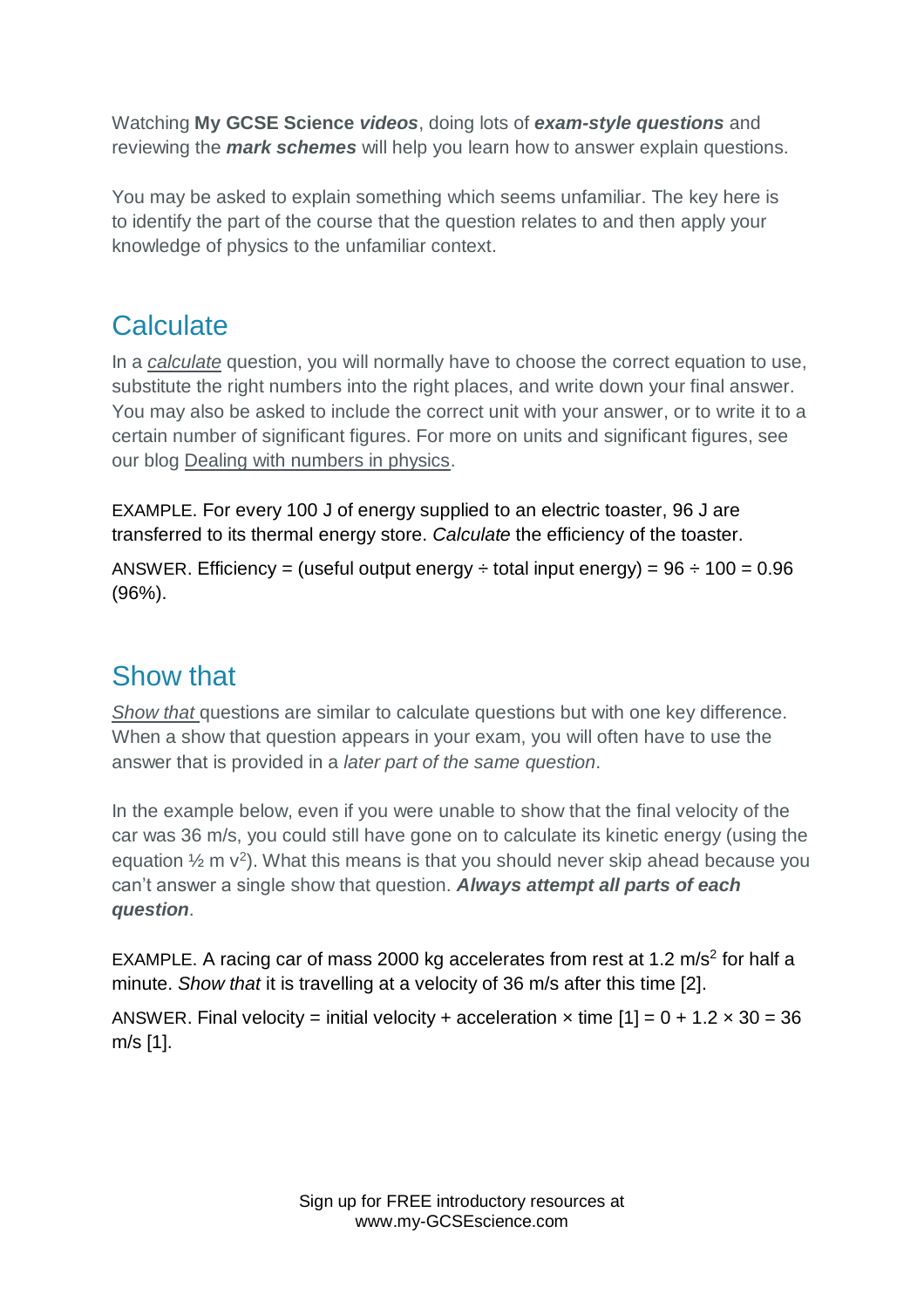Watching **My GCSE Science *videos***, doing lots of ***exam-style questions*** and reviewing the ***mark schemes*** will help you learn how to answer explain questions.

You may be asked to explain something which seems unfamiliar. The key here is to identify the part of the course that the question relates to and then apply your knowledge of physics to the unfamiliar context.

## Calculate

In a *calculate* question, you will normally have to choose the correct equation to use, substitute the right numbers into the right places, and write down your final answer. You may also be asked to include the correct unit with your answer, or to write it to a certain number of significant figures. For more on units and significant figures, see our blog Dealing with numbers in physics.

EXAMPLE. For every 100 J of energy supplied to an electric toaster, 96 J are transferred to its thermal energy store. *Calculate* the efficiency of the toaster.

ANSWER. Efficiency = (useful output energy ÷ total input energy) = 96 ÷ 100 = 0.96 (96%).

## Show that

*Show that* questions are similar to calculate questions but with one key difference. When a show that question appears in your exam, you will often have to use the answer that is provided in a *later part of the same question*.

In the example below, even if you were unable to show that the final velocity of the car was 36 m/s, you could still have gone on to calculate its kinetic energy (using the equation $\frac{1}{2} m v^2$). What this means is that you should never skip ahead because you can't answer a single show that question. ***Always attempt all parts of each question***.

EXAMPLE. A racing car of mass 2000 kg accelerates from rest at 1.2 $m/s^2$ for half a minute. *Show that* it is travelling at a velocity of 36 m/s after this time [2].

ANSWER. Final velocity = initial velocity + acceleration × time [1] = 0 + 1.2 × 30 = 36 m/s [1].

Sign up for FREE introductory resources at www.my-GCSEscience.com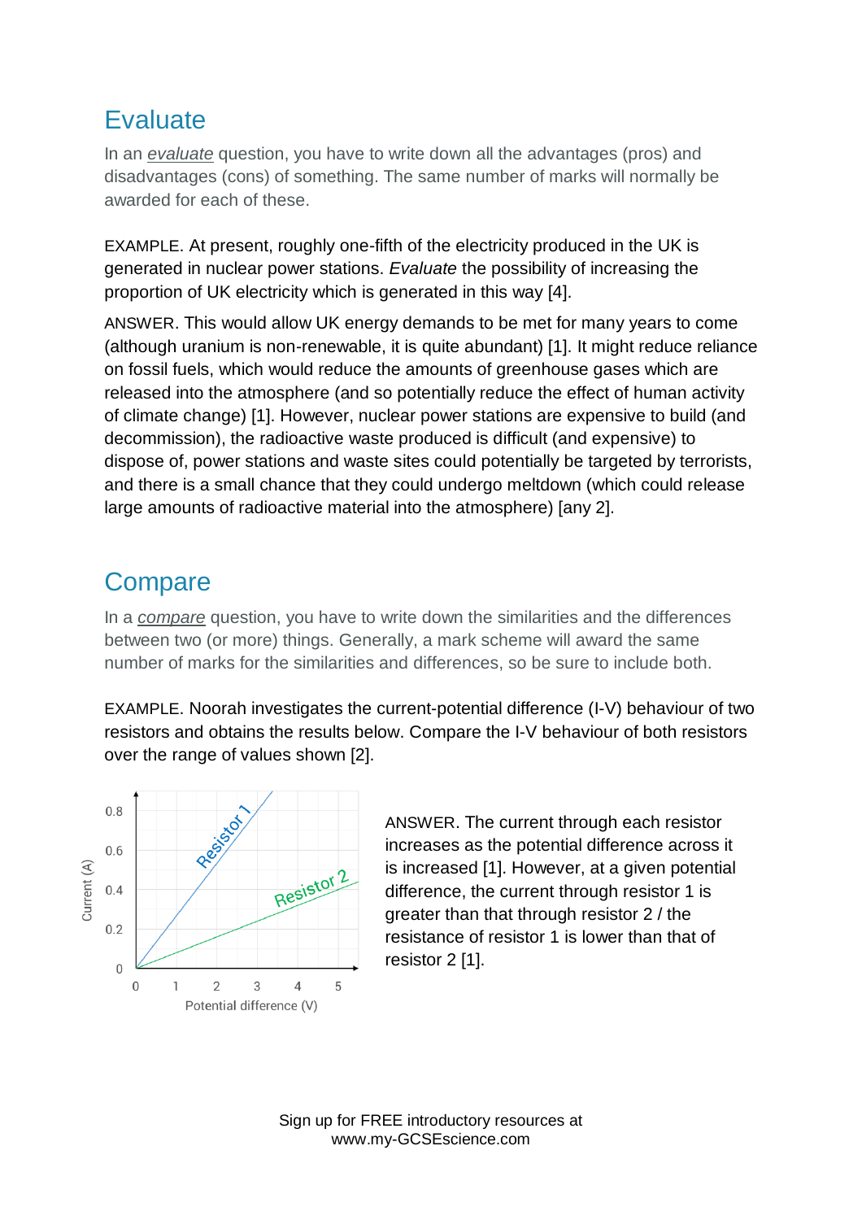## Evaluate

In an *evaluate* question, you have to write down all the advantages (pros) and disadvantages (cons) of something. The same number of marks will normally be awarded for each of these.

EXAMPLE. At present, roughly one-fifth of the electricity produced in the UK is generated in nuclear power stations. *Evaluate* the possibility of increasing the proportion of UK electricity which is generated in this way [4].

ANSWER. This would allow UK energy demands to be met for many years to come (although uranium is non-renewable, it is quite abundant) [1]. It might reduce reliance on fossil fuels, which would reduce the amounts of greenhouse gases which are released into the atmosphere (and so potentially reduce the effect of human activity of climate change) [1]. However, nuclear power stations are expensive to build (and decommission), the radioactive waste produced is difficult (and expensive) to dispose of, power stations and waste sites could potentially be targeted by terrorists, and there is a small chance that they could undergo meltdown (which could release large amounts of radioactive material into the atmosphere) [any 2].

## Compare

In a *compare* question, you have to write down the similarities and the differences between two (or more) things. Generally, a mark scheme will award the same number of marks for the similarities and differences, so be sure to include both.

EXAMPLE. Noorah investigates the current-potential difference (I-V) behaviour of two resistors and obtains the results below. Compare the I-V behaviour of both resistors over the range of values shown [2].

ANSWER. The current through each resistor increases as the potential difference across it is increased [1]. However, at a given potential difference, the current through resistor 1 is greater than that through resistor 2 / the resistance of resistor 1 is lower than that of resistor 2 [1].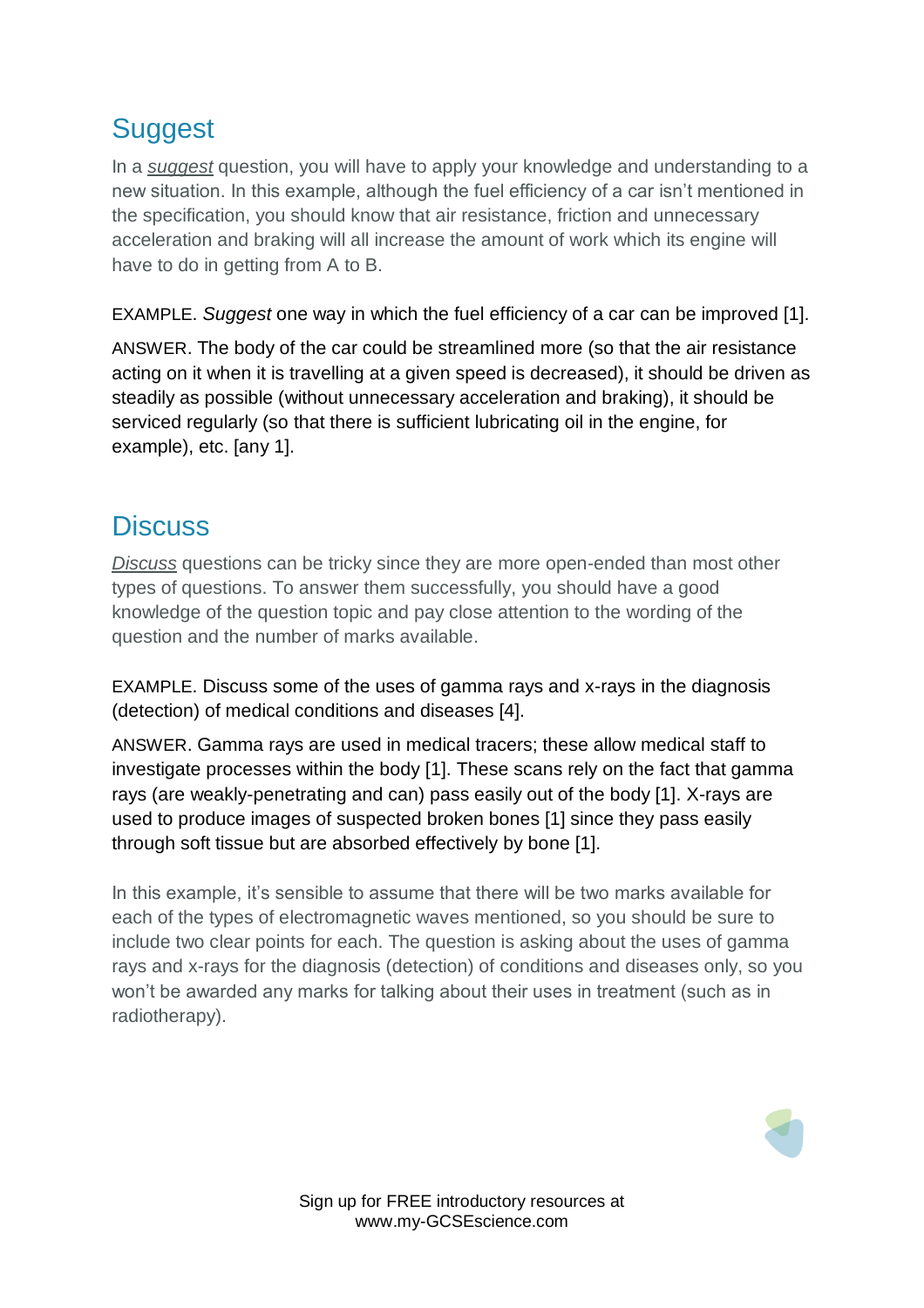## Suggest

In a *suggest* question, you will have to apply your knowledge and understanding to a new situation. In this example, although the fuel efficiency of a car isn't mentioned in the specification, you should know that air resistance, friction and unnecessary acceleration and braking will all increase the amount of work which its engine will have to do in getting from A to B.

EXAMPLE. *Suggest* one way in which the fuel efficiency of a car can be improved [1].

ANSWER. The body of the car could be streamlined more (so that the air resistance acting on it when it is travelling at a given speed is decreased), it should be driven as steadily as possible (without unnecessary acceleration and braking), it should be serviced regularly (so that there is sufficient lubricating oil in the engine, for example), etc. [any 1].

## Discuss

*Discuss* questions can be tricky since they are more open-ended than most other types of questions. To answer them successfully, you should have a good knowledge of the question topic and pay close attention to the wording of the question and the number of marks available.

EXAMPLE. Discuss some of the uses of gamma rays and x-rays in the diagnosis (detection) of medical conditions and diseases [4].

ANSWER. Gamma rays are used in medical tracers; these allow medical staff to investigate processes within the body [1]. These scans rely on the fact that gamma rays (are weakly-penetrating and can) pass easily out of the body [1]. X-rays are used to produce images of suspected broken bones [1] since they pass easily through soft tissue but are absorbed effectively by bone [1].

In this example, it's sensible to assume that there will be two marks available for each of the types of electromagnetic waves mentioned, so you should be sure to include two clear points for each. The question is asking about the uses of gamma rays and x-rays for the diagnosis (detection) of conditions and diseases only, so you won't be awarded any marks for talking about their uses in treatment (such as in radiotherapy).

Sign up for FREE introductory resources at www.my-GCSEscience.com